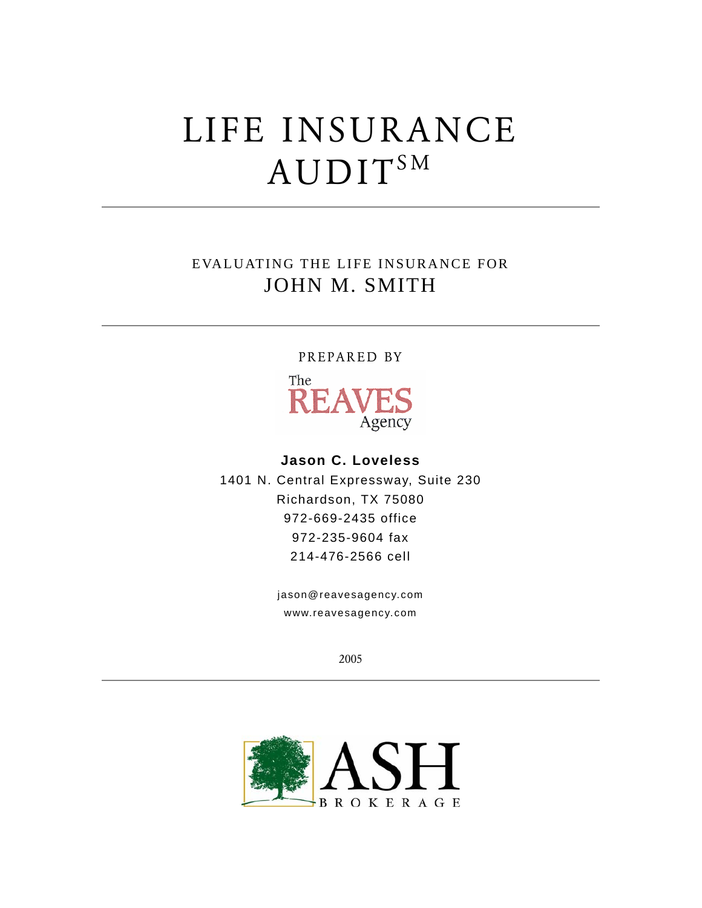# LIFE INSURANCE AUDIT℠

EVALUATING THE LIFE INSURANCE FOR

## JOHN M. SMITH

PREPARED BY

The REAVES Agency

**Jason C. Loveless**

1401 N. Central Expressway, Suite 230

Richardson, TX 75080

972-669-2435 office

972-235-9604 fax

214-476-2566 cell

jason@reavesagency.com

www.reavesagency.com

2005

ASH BROKERAGE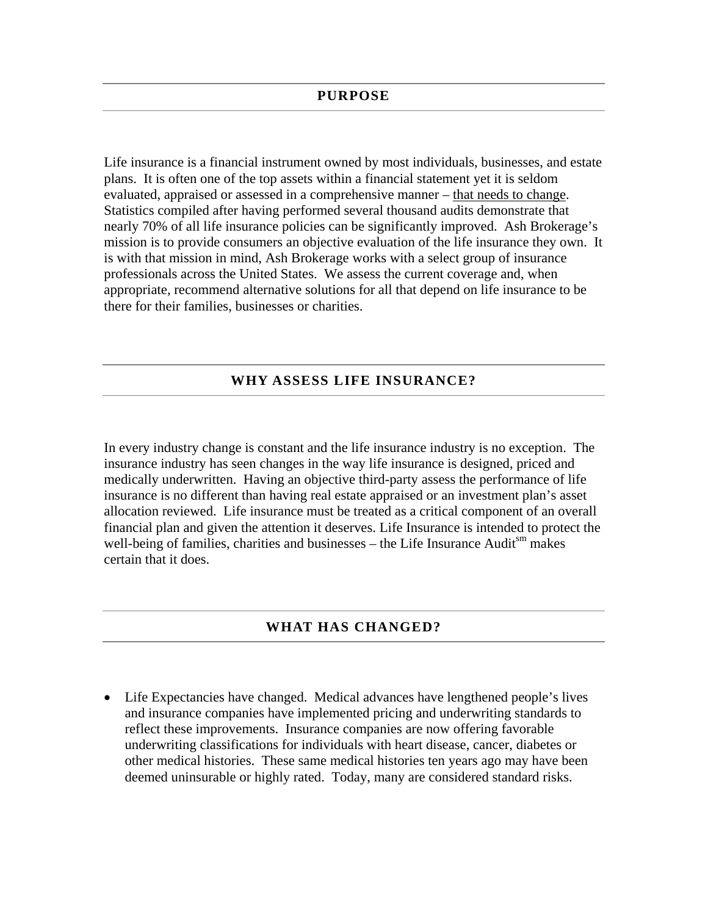## PURPOSE

Life insurance is a financial instrument owned by most individuals, businesses, and estate plans. It is often one of the top assets within a financial statement yet it is seldom evaluated, appraised or assessed in a comprehensive manner – <u>that needs to change</u>. Statistics compiled after having performed several thousand audits demonstrate that nearly 70% of all life insurance policies can be significantly improved. Ash Brokerage's mission is to provide consumers an objective evaluation of the life insurance they own. It is with that mission in mind, Ash Brokerage works with a select group of insurance professionals across the United States. We assess the current coverage and, when appropriate, recommend alternative solutions for all that depend on life insurance to be there for their families, businesses or charities.

## WHY ASSESS LIFE INSURANCE?

In every industry change is constant and the life insurance industry is no exception. The insurance industry has seen changes in the way life insurance is designed, priced and medically underwritten. Having an objective third-party assess the performance of life insurance is no different than having real estate appraised or an investment plan's asset allocation reviewed. Life insurance must be treated as a critical component of an overall financial plan and given the attention it deserves. Life Insurance is intended to protect the well-being of families, charities and businesses – the Life Insurance Audit[sm] makes certain that it does.

## WHAT HAS CHANGED?

- Life Expectancies have changed. Medical advances have lengthened people's lives and insurance companies have implemented pricing and underwriting standards to reflect these improvements. Insurance companies are now offering favorable underwriting classifications for individuals with heart disease, cancer, diabetes or other medical histories. These same medical histories ten years ago may have been deemed uninsurable or highly rated. Today, many are considered standard risks.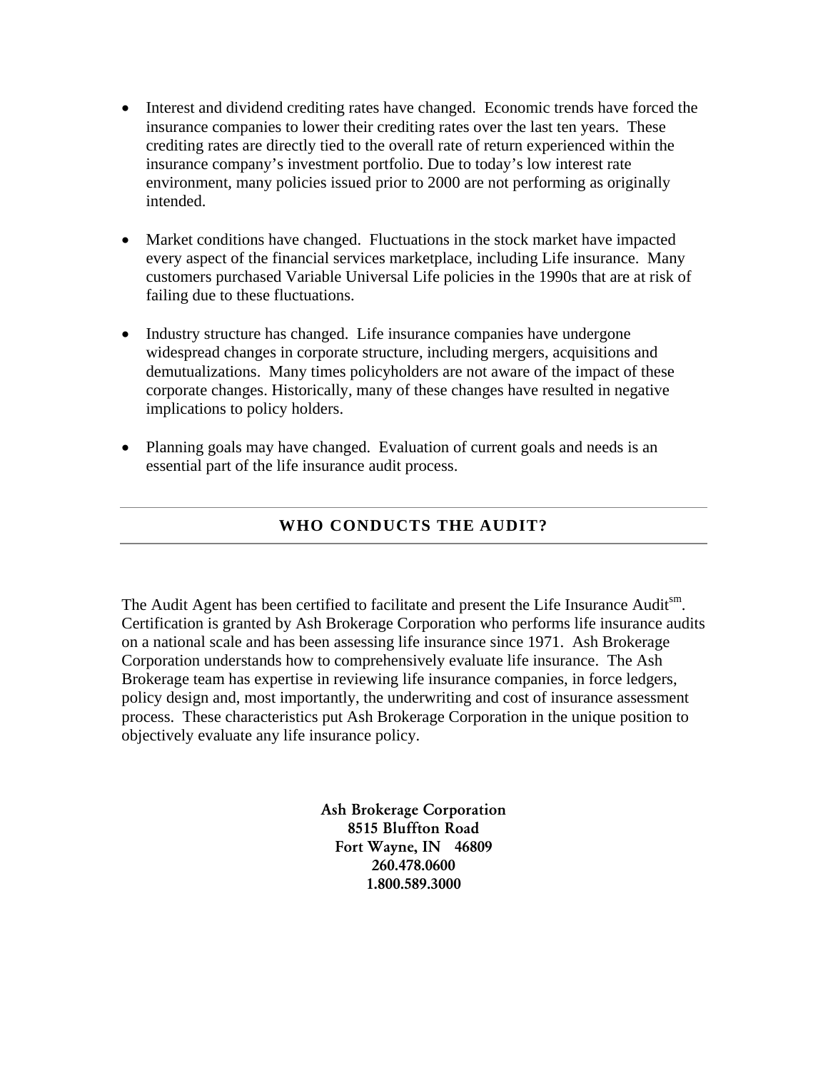- Interest and dividend crediting rates have changed. Economic trends have forced the insurance companies to lower their crediting rates over the last ten years. These crediting rates are directly tied to the overall rate of return experienced within the insurance company's investment portfolio. Due to today's low interest rate environment, many policies issued prior to 2000 are not performing as originally intended.

- Market conditions have changed. Fluctuations in the stock market have impacted every aspect of the financial services marketplace, including Life insurance. Many customers purchased Variable Universal Life policies in the 1990s that are at risk of failing due to these fluctuations.

- Industry structure has changed. Life insurance companies have undergone widespread changes in corporate structure, including mergers, acquisitions and demutualizations. Many times policyholders are not aware of the impact of these corporate changes. Historically, many of these changes have resulted in negative implications to policy holders.

- Planning goals may have changed. Evaluation of current goals and needs is an essential part of the life insurance audit process.

## WHO CONDUCTS THE AUDIT?

The Audit Agent has been certified to facilitate and present the Life Insurance Audit℠. Certification is granted by Ash Brokerage Corporation who performs life insurance audits on a national scale and has been assessing life insurance since 1971. Ash Brokerage Corporation understands how to comprehensively evaluate life insurance. The Ash Brokerage team has expertise in reviewing life insurance companies, in force ledgers, policy design and, most importantly, the underwriting and cost of insurance assessment process. These characteristics put Ash Brokerage Corporation in the unique position to objectively evaluate any life insurance policy.

**Ash Brokerage Corporation**
**8515 Bluffton Road**
**Fort Wayne, IN 46809**
**260.478.0600**
**1.800.589.3000**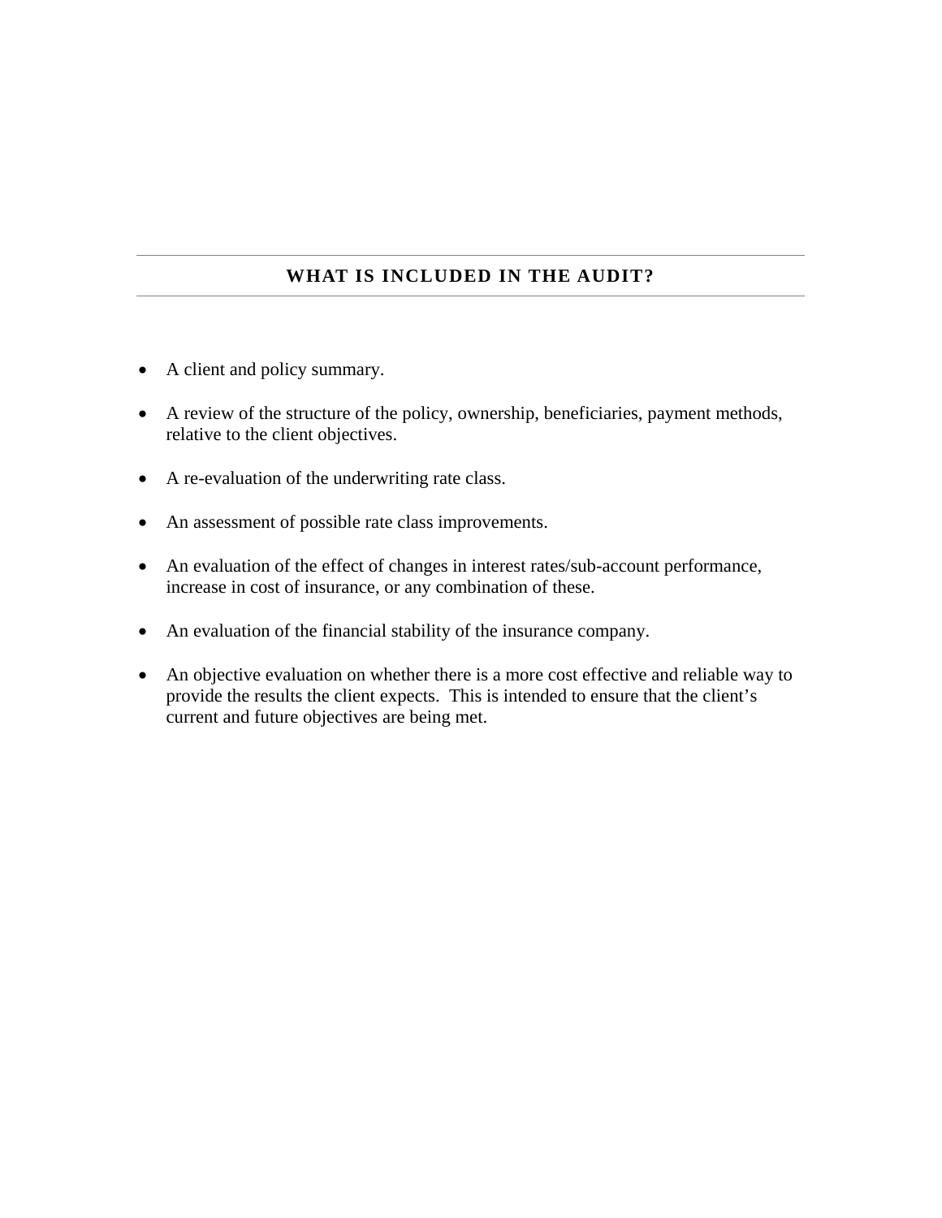## WHAT IS INCLUDED IN THE AUDIT?

- A client and policy summary.
- A review of the structure of the policy, ownership, beneficiaries, payment methods, relative to the client objectives.
- A re-evaluation of the underwriting rate class.
- An assessment of possible rate class improvements.
- An evaluation of the effect of changes in interest rates/sub-account performance, increase in cost of insurance, or any combination of these.
- An evaluation of the financial stability of the insurance company.
- An objective evaluation on whether there is a more cost effective and reliable way to provide the results the client expects. This is intended to ensure that the client's current and future objectives are being met.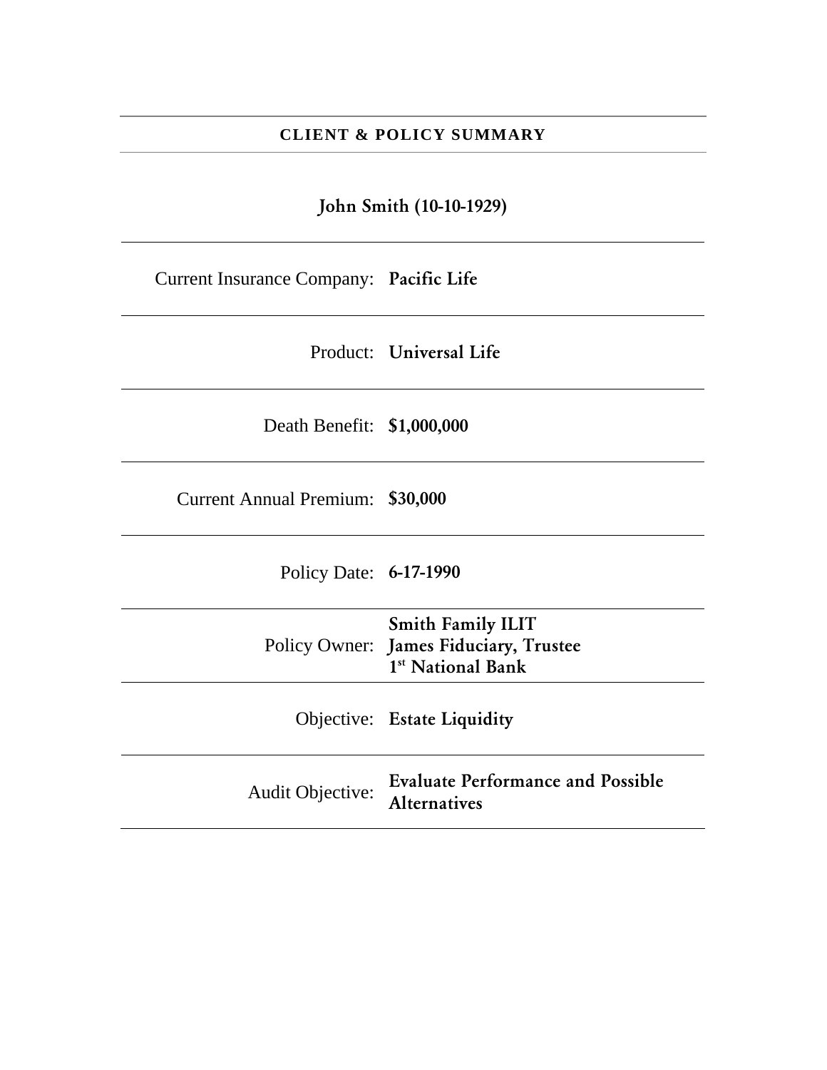## CLIENT & POLICY SUMMARY

### John Smith (10-10-1929)

| | |
|---|---|
| Current Insurance Company: | **Pacific Life** |
| Product: | **Universal Life** |
| Death Benefit: | **$1,000,000** |
| Current Annual Premium: | **$30,000** |
| Policy Date: | **6-17-1990** |
| Policy Owner: | **Smith Family ILIT**<br>**James Fiduciary, Trustee**<br>**1st National Bank** |
| Objective: | **Estate Liquidity** |
| Audit Objective: | **Evaluate Performance and Possible Alternatives** |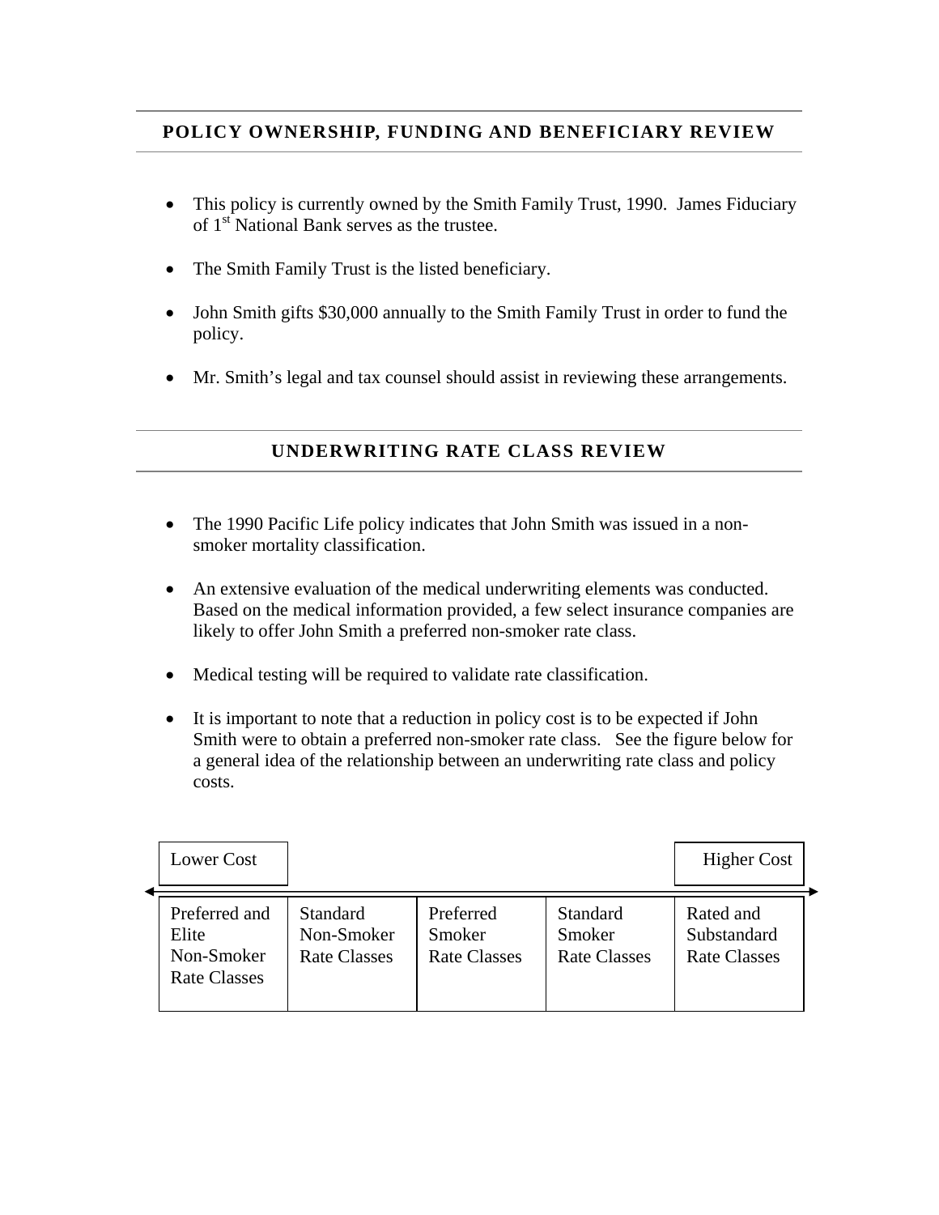## POLICY OWNERSHIP, FUNDING AND BENEFICIARY REVIEW

- This policy is currently owned by the Smith Family Trust, 1990. James Fiduciary of 1st National Bank serves as the trustee.
- The Smith Family Trust is the listed beneficiary.
- John Smith gifts $30,000 annually to the Smith Family Trust in order to fund the policy.
- Mr. Smith's legal and tax counsel should assist in reviewing these arrangements.

## UNDERWRITING RATE CLASS REVIEW

- The 1990 Pacific Life policy indicates that John Smith was issued in a non-smoker mortality classification.
- An extensive evaluation of the medical underwriting elements was conducted. Based on the medical information provided, a few select insurance companies are likely to offer John Smith a preferred non-smoker rate class.
- Medical testing will be required to validate rate classification.
- It is important to note that a reduction in policy cost is to be expected if John Smith were to obtain a preferred non-smoker rate class. See the figure below for a general idea of the relationship between an underwriting rate class and policy costs.

| Lower Cost | | | | Higher Cost |
|---|---|---|---|---|
| Preferred and Elite Non-Smoker Rate Classes | Standard Non-Smoker Rate Classes | Preferred Smoker Rate Classes | Standard Smoker Rate Classes | Rated and Substandard Rate Classes |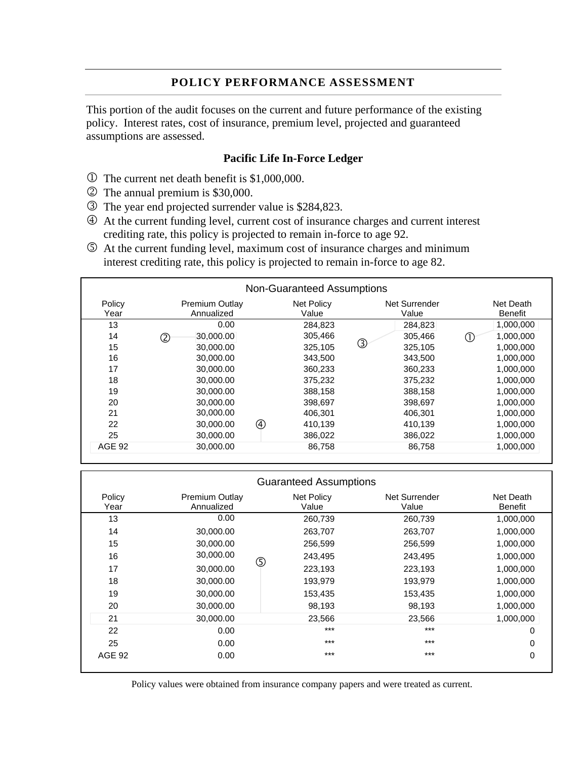## POLICY PERFORMANCE ASSESSMENT

This portion of the audit focuses on the current and future performance of the existing policy. Interest rates, cost of insurance, premium level, projected and guaranteed assumptions are assessed.

### Pacific Life In-Force Ledger

① The current net death benefit is $1,000,000.
② The annual premium is $30,000.
③ The year end projected surrender value is $284,823.
④ At the current funding level, current cost of insurance charges and current interest crediting rate, this policy is projected to remain in-force to age 92.
⑤ At the current funding level, maximum cost of insurance charges and minimum interest crediting rate, this policy is projected to remain in-force to age 82.

| Non-Guaranteed Assumptions | | | | |
|---|---|---|---|---|
| Policy Year | Premium Outlay Annualized | Net Policy Value | Net Surrender Value | Net Death Benefit |
| 13 | 0.00 | 284,823 | 284,823 | 1,000,000 |
| 14 | 30,000.00 | 305,466 | 305,466 | 1,000,000 |
| 15 | 30,000.00 | 325,105 | 325,105 | 1,000,000 |
| 16 | 30,000.00 | 343,500 | 343,500 | 1,000,000 |
| 17 | 30,000.00 | 360,233 | 360,233 | 1,000,000 |
| 18 | 30,000.00 | 375,232 | 375,232 | 1,000,000 |
| 19 | 30,000.00 | 388,158 | 388,158 | 1,000,000 |
| 20 | 30,000.00 | 398,697 | 398,697 | 1,000,000 |
| 21 | 30,000.00 | 406,301 | 406,301 | 1,000,000 |
| 22 | 30,000.00 | 410,139 | 410,139 | 1,000,000 |
| 25 | 30,000.00 | 386,022 | 386,022 | 1,000,000 |
| AGE 92 | 30,000.00 | 86,758 | 86,758 | 1,000,000 |

| Guaranteed Assumptions | | | | |
|---|---|---|---|---|
| Policy Year | Premium Outlay Annualized | Net Policy Value | Net Surrender Value | Net Death Benefit |
| 13 | 0.00 | 260,739 | 260,739 | 1,000,000 |
| 14 | 30,000.00 | 263,707 | 263,707 | 1,000,000 |
| 15 | 30,000.00 | 256,599 | 256,599 | 1,000,000 |
| 16 | 30,000.00 | 243,495 | 243,495 | 1,000,000 |
| 17 | 30,000.00 | 223,193 | 223,193 | 1,000,000 |
| 18 | 30,000.00 | 193,979 | 193,979 | 1,000,000 |
| 19 | 30,000.00 | 153,435 | 153,435 | 1,000,000 |
| 20 | 30,000.00 | 98,193 | 98,193 | 1,000,000 |
| 21 | 30,000.00 | 23,566 | 23,566 | 1,000,000 |
| 22 | 0.00 | *** | *** | 0 |
| 25 | 0.00 | *** | *** | 0 |
| AGE 92 | 0.00 | *** | *** | 0 |

Policy values were obtained from insurance company papers and were treated as current.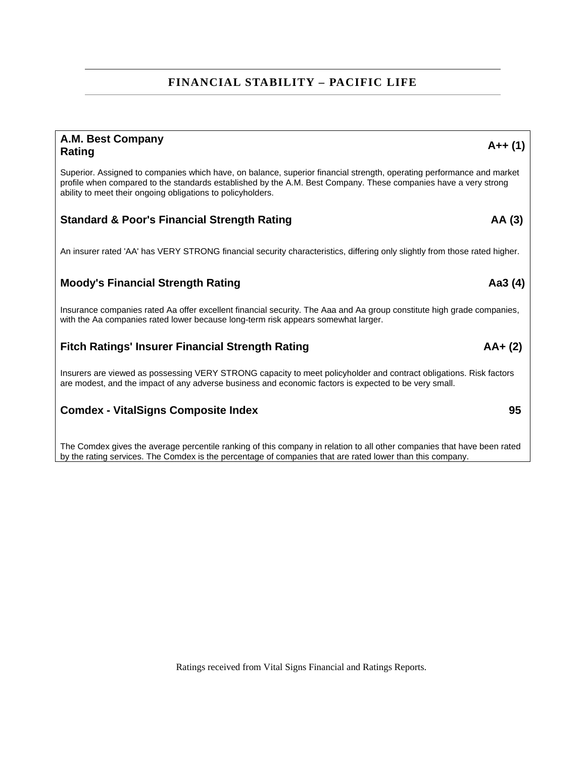## FINANCIAL STABILITY – PACIFIC LIFE

**A.M. Best Company Rating** **A++ (1)**

Superior. Assigned to companies which have, on balance, superior financial strength, operating performance and market profile when compared to the standards established by the A.M. Best Company. These companies have a very strong ability to meet their ongoing obligations to policyholders.

**Standard & Poor's Financial Strength Rating** **AA (3)**

An insurer rated 'AA' has VERY STRONG financial security characteristics, differing only slightly from those rated higher.

**Moody's Financial Strength Rating** **Aa3 (4)**

Insurance companies rated Aa offer excellent financial security. The Aaa and Aa group constitute high grade companies, with the Aa companies rated lower because long-term risk appears somewhat larger.

**Fitch Ratings' Insurer Financial Strength Rating** **AA+ (2)**

Insurers are viewed as possessing VERY STRONG capacity to meet policyholder and contract obligations. Risk factors are modest, and the impact of any adverse business and economic factors is expected to be very small.

**Comdex - VitalSigns Composite Index** **95**

The Comdex gives the average percentile ranking of this company in relation to all other companies that have been rated by the rating services. The Comdex is the percentage of companies that are rated lower than this company.

Ratings received from Vital Signs Financial and Ratings Reports.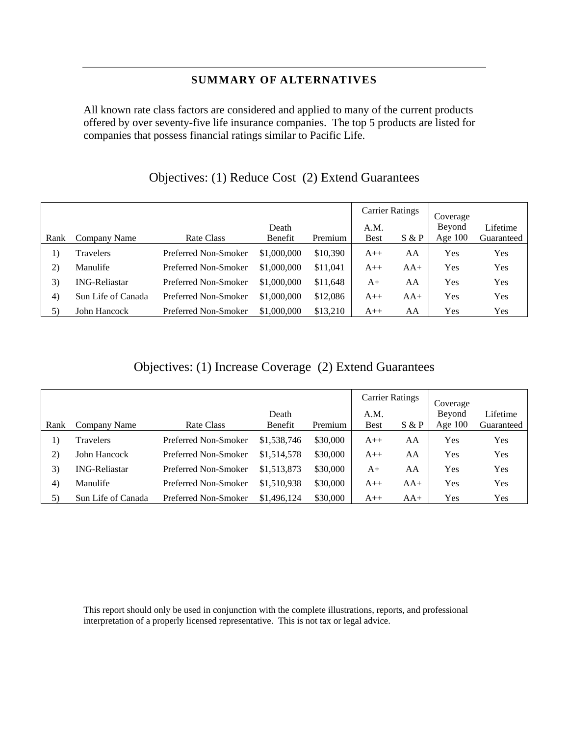## SUMMARY OF ALTERNATIVES

All known rate class factors are considered and applied to many of the current products offered by over seventy-five life insurance companies. The top 5 products are listed for companies that possess financial ratings similar to Pacific Life.

### Objectives: (1) Reduce Cost (2) Extend Guarantees

| | | | | | Carrier Ratings | | | |
|---|---|---|---|---|---|---|---|---|
| Rank | Company Name | Rate Class | Death Benefit | Premium | A.M. Best | S & P | Coverage Beyond Age 100 | Lifetime Guaranteed |
| 1) | Travelers | Preferred Non-Smoker | $1,000,000 | $10,390 | A++ | AA | Yes | Yes |
| 2) | Manulife | Preferred Non-Smoker | $1,000,000 | $11,041 | A++ | AA+ | Yes | Yes |
| 3) | ING-Reliastar | Preferred Non-Smoker | $1,000,000 | $11,648 | A+ | AA | Yes | Yes |
| 4) | Sun Life of Canada | Preferred Non-Smoker | $1,000,000 | $12,086 | A++ | AA+ | Yes | Yes |
| 5) | John Hancock | Preferred Non-Smoker | $1,000,000 | $13,210 | A++ | AA | Yes | Yes |

### Objectives: (1) Increase Coverage (2) Extend Guarantees

| | | | | | Carrier Ratings | | | |
|---|---|---|---|---|---|---|---|---|
| Rank | Company Name | Rate Class | Death Benefit | Premium | A.M. Best | S & P | Coverage Beyond Age 100 | Lifetime Guaranteed |
| 1) | Travelers | Preferred Non-Smoker | $1,538,746 | $30,000 | A++ | AA | Yes | Yes |
| 2) | John Hancock | Preferred Non-Smoker | $1,514,578 | $30,000 | A++ | AA | Yes | Yes |
| 3) | ING-Reliastar | Preferred Non-Smoker | $1,513,873 | $30,000 | A+ | AA | Yes | Yes |
| 4) | Manulife | Preferred Non-Smoker | $1,510,938 | $30,000 | A++ | AA+ | Yes | Yes |
| 5) | Sun Life of Canada | Preferred Non-Smoker | $1,496,124 | $30,000 | A++ | AA+ | Yes | Yes |

This report should only be used in conjunction with the complete illustrations, reports, and professional interpretation of a properly licensed representative. This is not tax or legal advice.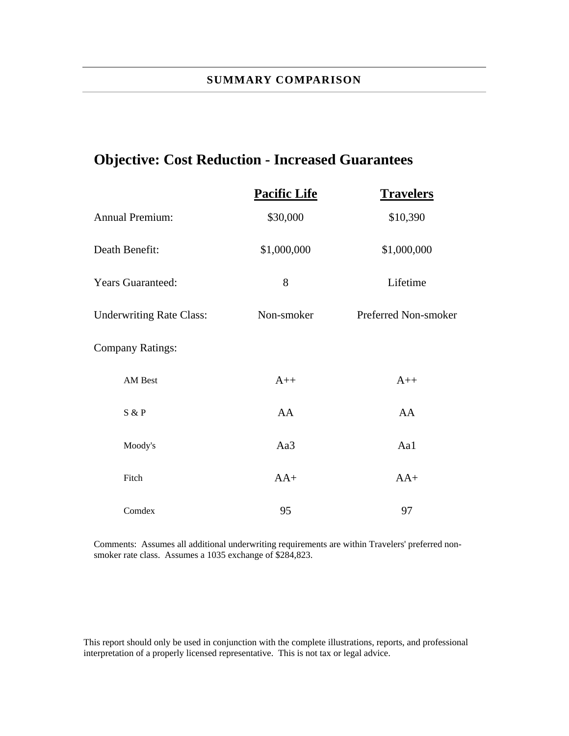## SUMMARY COMPARISON

# Objective: Cost Reduction - Increased Guarantees

| | Pacific Life | Travelers |
|---|---|---|
| Annual Premium: | $30,000 | $10,390 |
| Death Benefit: | $1,000,000 | $1,000,000 |
| Years Guaranteed: | 8 | Lifetime |
| Underwriting Rate Class: | Non-smoker | Preferred Non-smoker |
| Company Ratings: | | |
| AM Best | A++ | A++ |
| S & P | AA | AA |
| Moody's | Aa3 | Aa1 |
| Fitch | AA+ | AA+ |
| Comdex | 95 | 97 |

Comments: Assumes all additional underwriting requirements are within Travelers' preferred non-smoker rate class. Assumes a 1035 exchange of $284,823.

This report should only be used in conjunction with the complete illustrations, reports, and professional interpretation of a properly licensed representative. This is not tax or legal advice.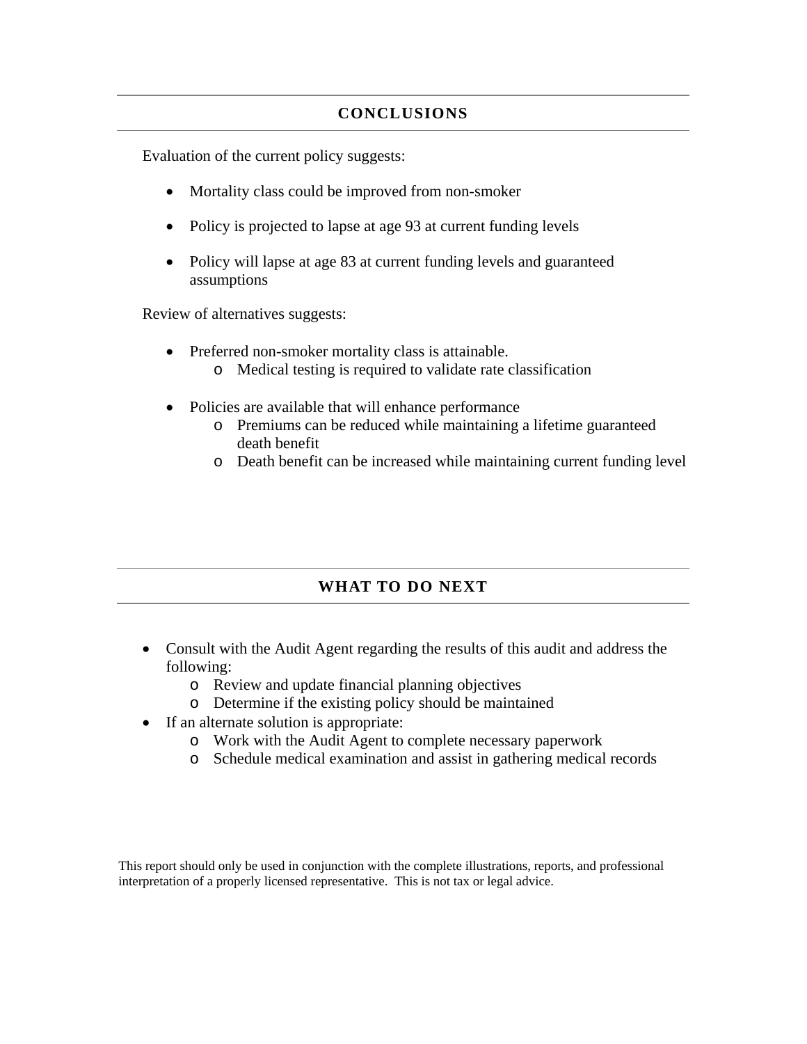## CONCLUSIONS

Evaluation of the current policy suggests:

- Mortality class could be improved from non-smoker
- Policy is projected to lapse at age 93 at current funding levels
- Policy will lapse at age 83 at current funding levels and guaranteed assumptions

Review of alternatives suggests:

- Preferred non-smoker mortality class is attainable.
  - Medical testing is required to validate rate classification
- Policies are available that will enhance performance
  - Premiums can be reduced while maintaining a lifetime guaranteed death benefit
  - Death benefit can be increased while maintaining current funding level

## WHAT TO DO NEXT

- Consult with the Audit Agent regarding the results of this audit and address the following:
  - Review and update financial planning objectives
  - Determine if the existing policy should be maintained
- If an alternate solution is appropriate:
  - Work with the Audit Agent to complete necessary paperwork
  - Schedule medical examination and assist in gathering medical records

This report should only be used in conjunction with the complete illustrations, reports, and professional interpretation of a properly licensed representative. This is not tax or legal advice.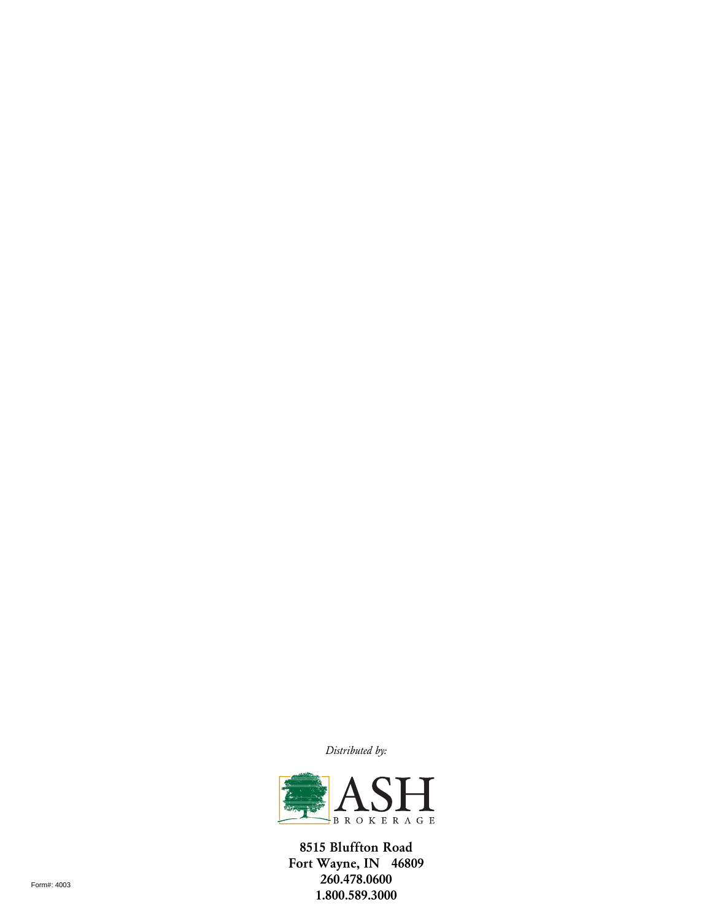*Distributed by:*

ASH

BROKERAGE

**8515 Bluffton Road**
**Fort Wayne, IN 46809**
**260.478.0600**
**1.800.589.3000**

Form#: 4003